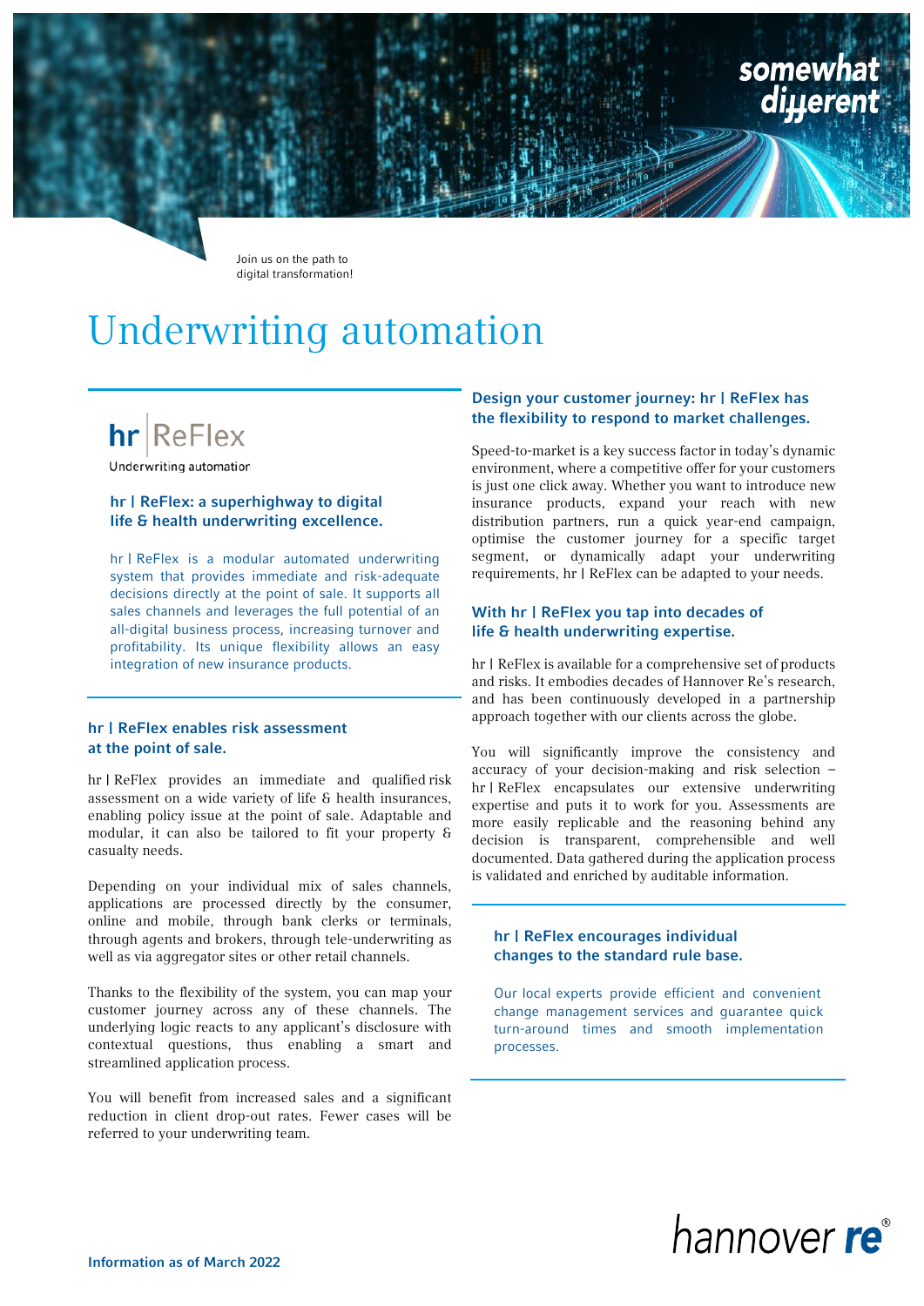somewhat different

Join us on the path to digital transformation!

# Underwriting automation

**hr | ReFlex**

Underwriting automation

## hr | ReFlex: a superhighway to digital life & health underwriting excellence.

hr | ReFlex is a modular automated underwriting system that provides immediate and risk-adequate decisions directly at the point of sale. It supports all sales channels and leverages the full potential of an all-digital business process, increasing turnover and profitability. Its unique flexibility allows an easy integration of new insurance products.

## hr | ReFlex enables risk assessment at the point of sale.

hr | ReFlex provides an immediate and qualified risk assessment on a wide variety of life & health insurances, enabling policy issue at the point of sale. Adaptable and modular, it can also be tailored to fit your property & casualty needs.

Depending on your individual mix of sales channels, applications are processed directly by the consumer, online and mobile, through bank clerks or terminals, through agents and brokers, through tele-underwriting as well as via aggregator sites or other retail channels.

Thanks to the flexibility of the system, you can map your customer journey across any of these channels. The underlying logic reacts to any applicant's disclosure with contextual questions, thus enabling a smart and streamlined application process.

You will benefit from increased sales and a significant reduction in client drop-out rates. Fewer cases will be referred to your underwriting team.

## Design your customer journey: hr | ReFlex has the flexibility to respond to market challenges.

Speed-to-market is a key success factor in today's dynamic environment, where a competitive offer for your customers is just one click away. Whether you want to introduce new insurance products, expand your reach with new distribution partners, run a quick year-end campaign, optimise the customer journey for a specific target segment, or dynamically adapt your underwriting requirements, hr | ReFlex can be adapted to your needs.

## With hr | ReFlex you tap into decades of life & health underwriting expertise.

hr | ReFlex is available for a comprehensive set of products and risks. It embodies decades of Hannover Re's research, and has been continuously developed in a partnership approach together with our clients across the globe.

You will significantly improve the consistency and accuracy of your decision-making and risk selection – hr | ReFlex encapsulates our extensive underwriting expertise and puts it to work for you. Assessments are more easily replicable and the reasoning behind any decision is transparent, comprehensible and well documented. Data gathered during the application process is validated and enriched by auditable information.

## hr | ReFlex encourages individual changes to the standard rule base.

Our local experts provide efficient and convenient change management services and guarantee quick turn-around times and smooth implementation processes.

Information as of March 2022

hannover re®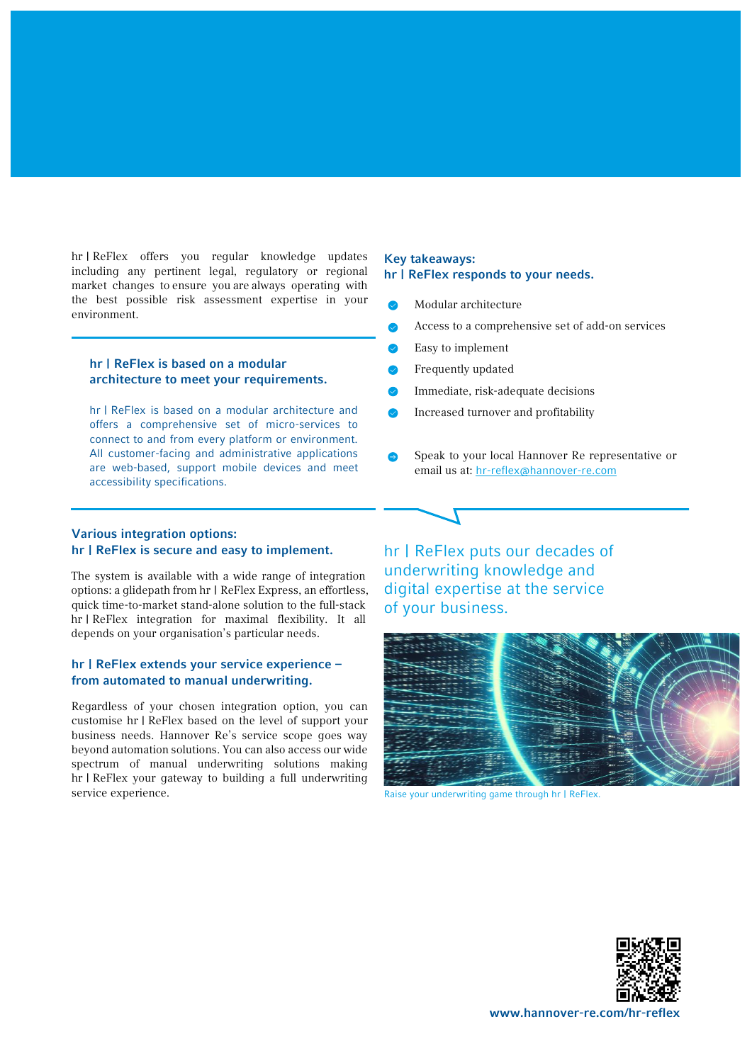hr | ReFlex offers you regular knowledge updates including any pertinent legal, regulatory or regional market changes to ensure you are always operating with the best possible risk assessment expertise in your environment.

### hr | ReFlex is based on a modular architecture to meet your requirements.

hr | ReFlex is based on a modular architecture and offers a comprehensive set of micro-services to connect to and from every platform or environment. All customer-facing and administrative applications are web-based, support mobile devices and meet accessibility specifications.

### Various integration options: hr | ReFlex is secure and easy to implement.

The system is available with a wide range of integration options: a glidepath from hr | ReFlex Express, an effortless, quick time-to-market stand-alone solution to the full-stack hr | ReFlex integration for maximal flexibility. It all depends on your organisation's particular needs.

### hr | ReFlex extends your service experience – from automated to manual underwriting.

Regardless of your chosen integration option, you can customise hr | ReFlex based on the level of support your business needs. Hannover Re's service scope goes way beyond automation solutions. You can also access our wide spectrum of manual underwriting solutions making hr | ReFlex your gateway to building a full underwriting service experience.

### Key takeaways: hr | ReFlex responds to your needs.

- Modular architecture
- Access to a comprehensive set of add-on services
- Easy to implement
- Frequently updated
- Immediate, risk-adequate decisions
- Increased turnover and profitability

Speak to your local Hannover Re representative or email us at: hr-reflex@hannover-re.com

## hr | ReFlex puts our decades of underwriting knowledge and digital expertise at the service of your business.

Raise your underwriting game through hr | ReFlex.

www.hannover-re.com/hr-reflex